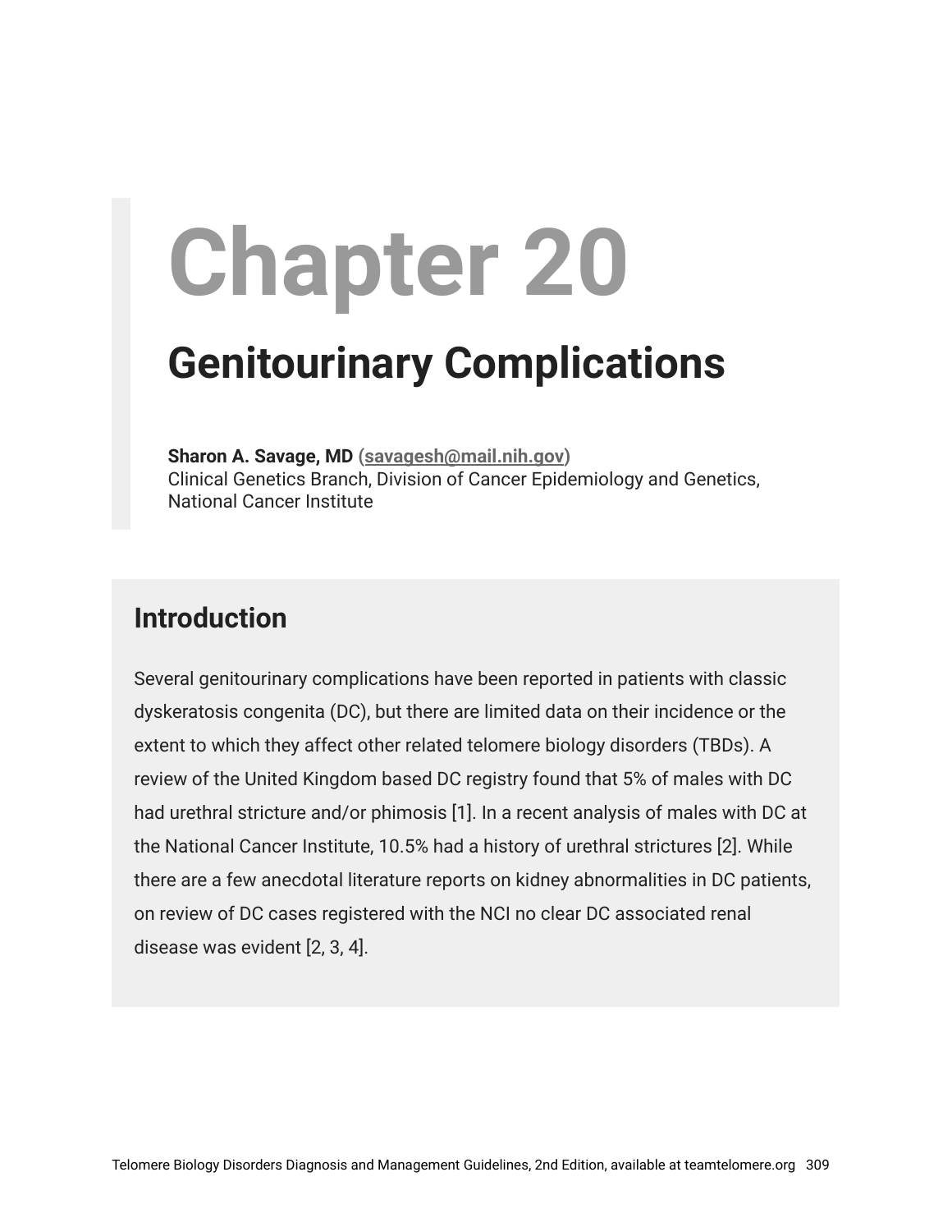# Chapter 20

## Genitourinary Complications

**Sharon A. Savage, MD (savagesh@mail.nih.gov)**
Clinical Genetics Branch, Division of Cancer Epidemiology and Genetics, National Cancer Institute

## Introduction

Several genitourinary complications have been reported in patients with classic dyskeratosis congenita (DC), but there are limited data on their incidence or the extent to which they affect other related telomere biology disorders (TBDs). A review of the United Kingdom based DC registry found that 5% of males with DC had urethral stricture and/or phimosis [1]. In a recent analysis of males with DC at the National Cancer Institute, 10.5% had a history of urethral strictures [2]. While there are a few anecdotal literature reports on kidney abnormalities in DC patients, on review of DC cases registered with the NCI no clear DC associated renal disease was evident [2, 3, 4].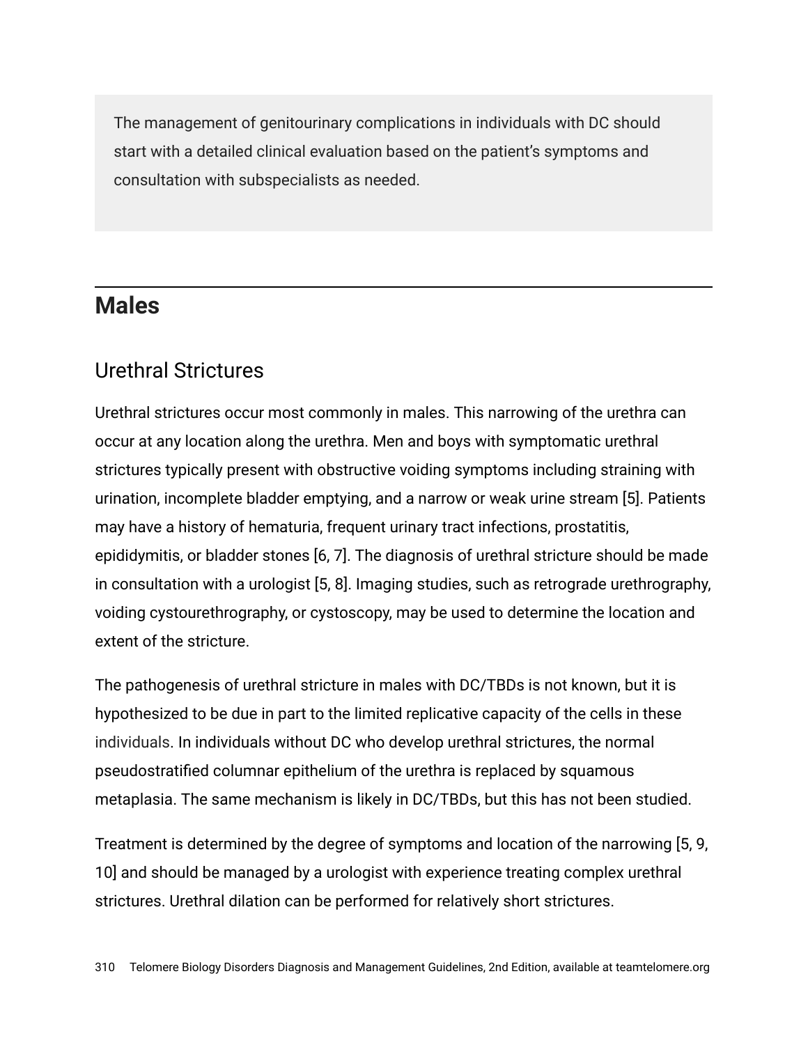The management of genitourinary complications in individuals with DC should start with a detailed clinical evaluation based on the patient's symptoms and consultation with subspecialists as needed.

## Males

### Urethral Strictures

Urethral strictures occur most commonly in males. This narrowing of the urethra can occur at any location along the urethra. Men and boys with symptomatic urethral strictures typically present with obstructive voiding symptoms including straining with urination, incomplete bladder emptying, and a narrow or weak urine stream [5]. Patients may have a history of hematuria, frequent urinary tract infections, prostatitis, epididymitis, or bladder stones [6, 7]. The diagnosis of urethral stricture should be made in consultation with a urologist [5, 8]. Imaging studies, such as retrograde urethrography, voiding cystourethrography, or cystoscopy, may be used to determine the location and extent of the stricture.

The pathogenesis of urethral stricture in males with DC/TBDs is not known, but it is hypothesized to be due in part to the limited replicative capacity of the cells in these individuals. In individuals without DC who develop urethral strictures, the normal pseudostratified columnar epithelium of the urethra is replaced by squamous metaplasia. The same mechanism is likely in DC/TBDs, but this has not been studied.

Treatment is determined by the degree of symptoms and location of the narrowing [5, 9, 10] and should be managed by a urologist with experience treating complex urethral strictures. Urethral dilation can be performed for relatively short strictures.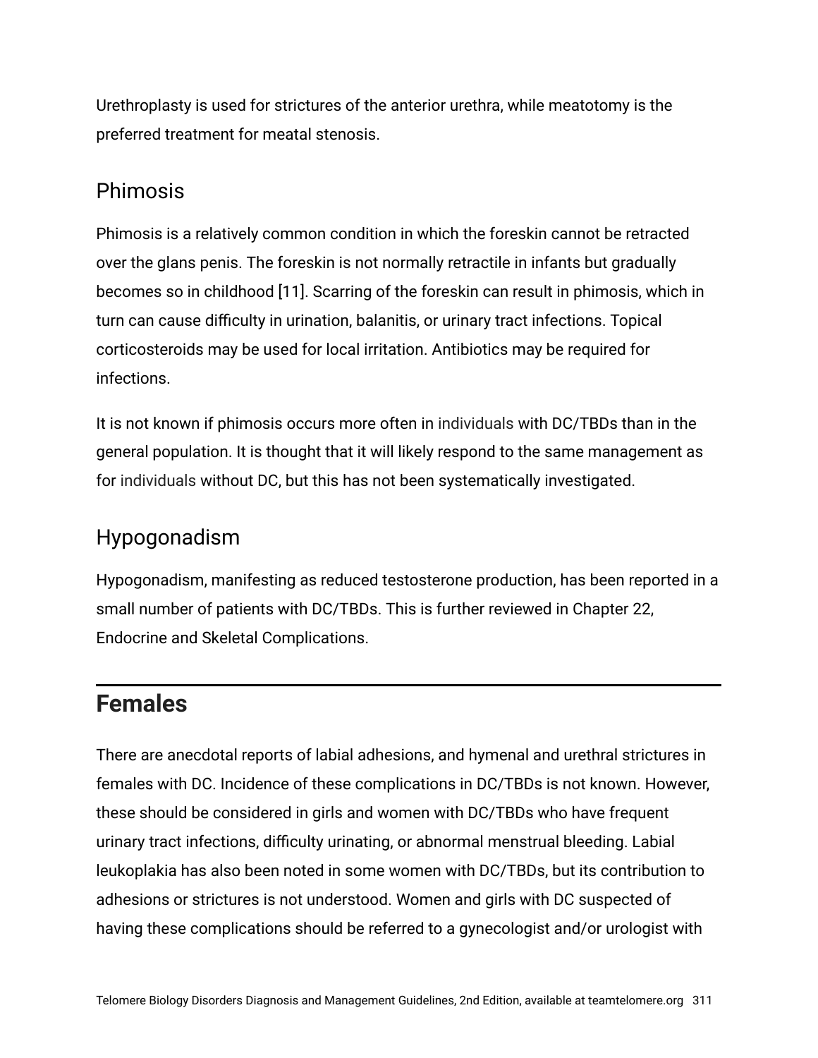Urethroplasty is used for strictures of the anterior urethra, while meatotomy is the preferred treatment for meatal stenosis.

### Phimosis

Phimosis is a relatively common condition in which the foreskin cannot be retracted over the glans penis. The foreskin is not normally retractile in infants but gradually becomes so in childhood [11]. Scarring of the foreskin can result in phimosis, which in turn can cause difficulty in urination, balanitis, or urinary tract infections. Topical corticosteroids may be used for local irritation. Antibiotics may be required for infections.

It is not known if phimosis occurs more often in individuals with DC/TBDs than in the general population. It is thought that it will likely respond to the same management as for individuals without DC, but this has not been systematically investigated.

### Hypogonadism

Hypogonadism, manifesting as reduced testosterone production, has been reported in a small number of patients with DC/TBDs. This is further reviewed in Chapter 22, Endocrine and Skeletal Complications.

## Females

There are anecdotal reports of labial adhesions, and hymenal and urethral strictures in females with DC. Incidence of these complications in DC/TBDs is not known. However, these should be considered in girls and women with DC/TBDs who have frequent urinary tract infections, difficulty urinating, or abnormal menstrual bleeding. Labial leukoplakia has also been noted in some women with DC/TBDs, but its contribution to adhesions or strictures is not understood. Women and girls with DC suspected of having these complications should be referred to a gynecologist and/or urologist with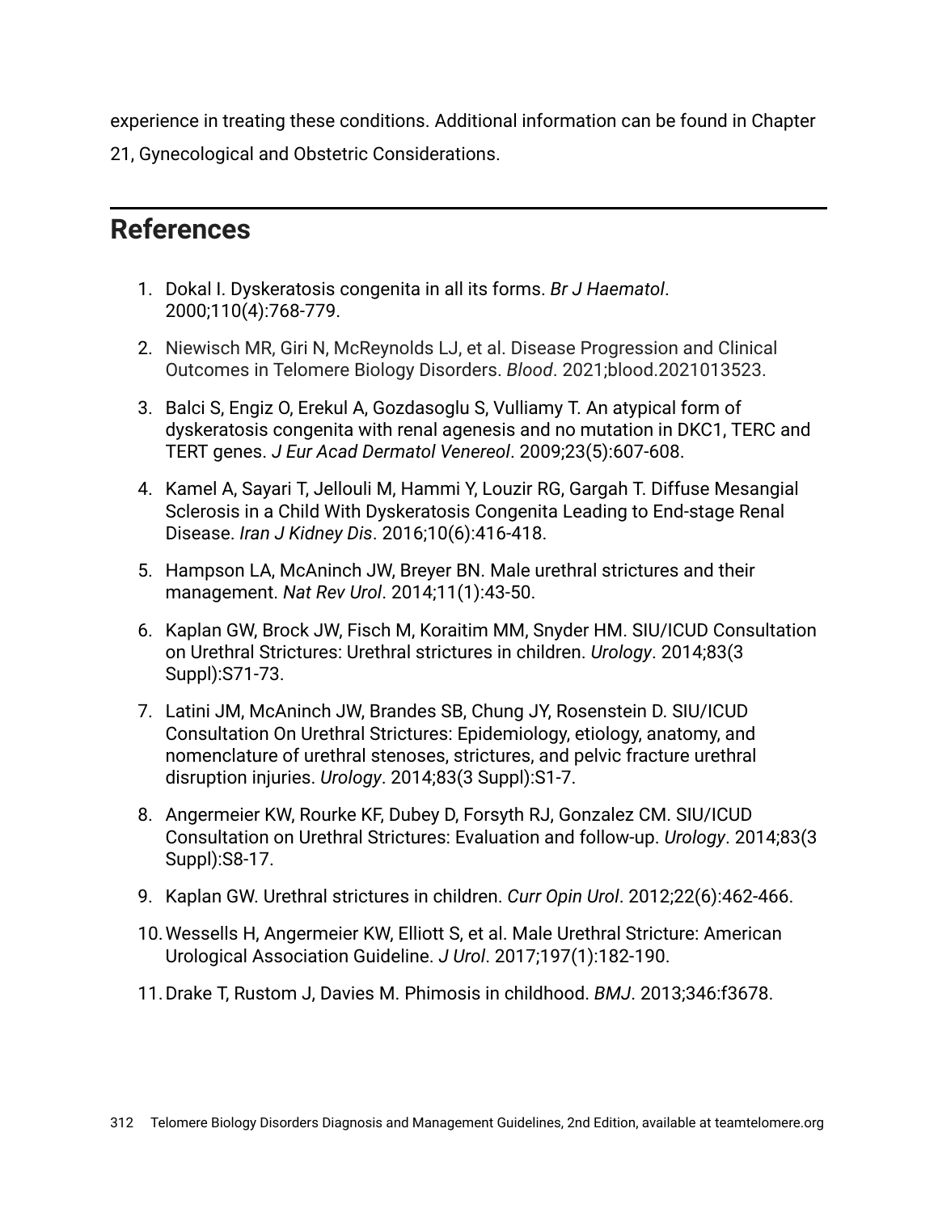experience in treating these conditions. Additional information can be found in Chapter 21, Gynecological and Obstetric Considerations.

## References

1. Dokal I. Dyskeratosis congenita in all its forms. *Br J Haematol*. 2000;110(4):768-779.
2. Niewisch MR, Giri N, McReynolds LJ, et al. Disease Progression and Clinical Outcomes in Telomere Biology Disorders. *Blood*. 2021;blood.2021013523.
3. Balci S, Engiz O, Erekul A, Gozdasoglu S, Vulliamy T. An atypical form of dyskeratosis congenita with renal agenesis and no mutation in DKC1, TERC and TERT genes. *J Eur Acad Dermatol Venereol*. 2009;23(5):607-608.
4. Kamel A, Sayari T, Jellouli M, Hammi Y, Louzir RG, Gargah T. Diffuse Mesangial Sclerosis in a Child With Dyskeratosis Congenita Leading to End-stage Renal Disease. *Iran J Kidney Dis*. 2016;10(6):416-418.
5. Hampson LA, McAninch JW, Breyer BN. Male urethral strictures and their management. *Nat Rev Urol*. 2014;11(1):43-50.
6. Kaplan GW, Brock JW, Fisch M, Koraitim MM, Snyder HM. SIU/ICUD Consultation on Urethral Strictures: Urethral strictures in children. *Urology*. 2014;83(3 Suppl):S71-73.
7. Latini JM, McAninch JW, Brandes SB, Chung JY, Rosenstein D. SIU/ICUD Consultation On Urethral Strictures: Epidemiology, etiology, anatomy, and nomenclature of urethral stenoses, strictures, and pelvic fracture urethral disruption injuries. *Urology*. 2014;83(3 Suppl):S1-7.
8. Angermeier KW, Rourke KF, Dubey D, Forsyth RJ, Gonzalez CM. SIU/ICUD Consultation on Urethral Strictures: Evaluation and follow-up. *Urology*. 2014;83(3 Suppl):S8-17.
9. Kaplan GW. Urethral strictures in children. *Curr Opin Urol*. 2012;22(6):462-466.
10. Wessells H, Angermeier KW, Elliott S, et al. Male Urethral Stricture: American Urological Association Guideline. *J Urol*. 2017;197(1):182-190.
11. Drake T, Rustom J, Davies M. Phimosis in childhood. *BMJ*. 2013;346:f3678.